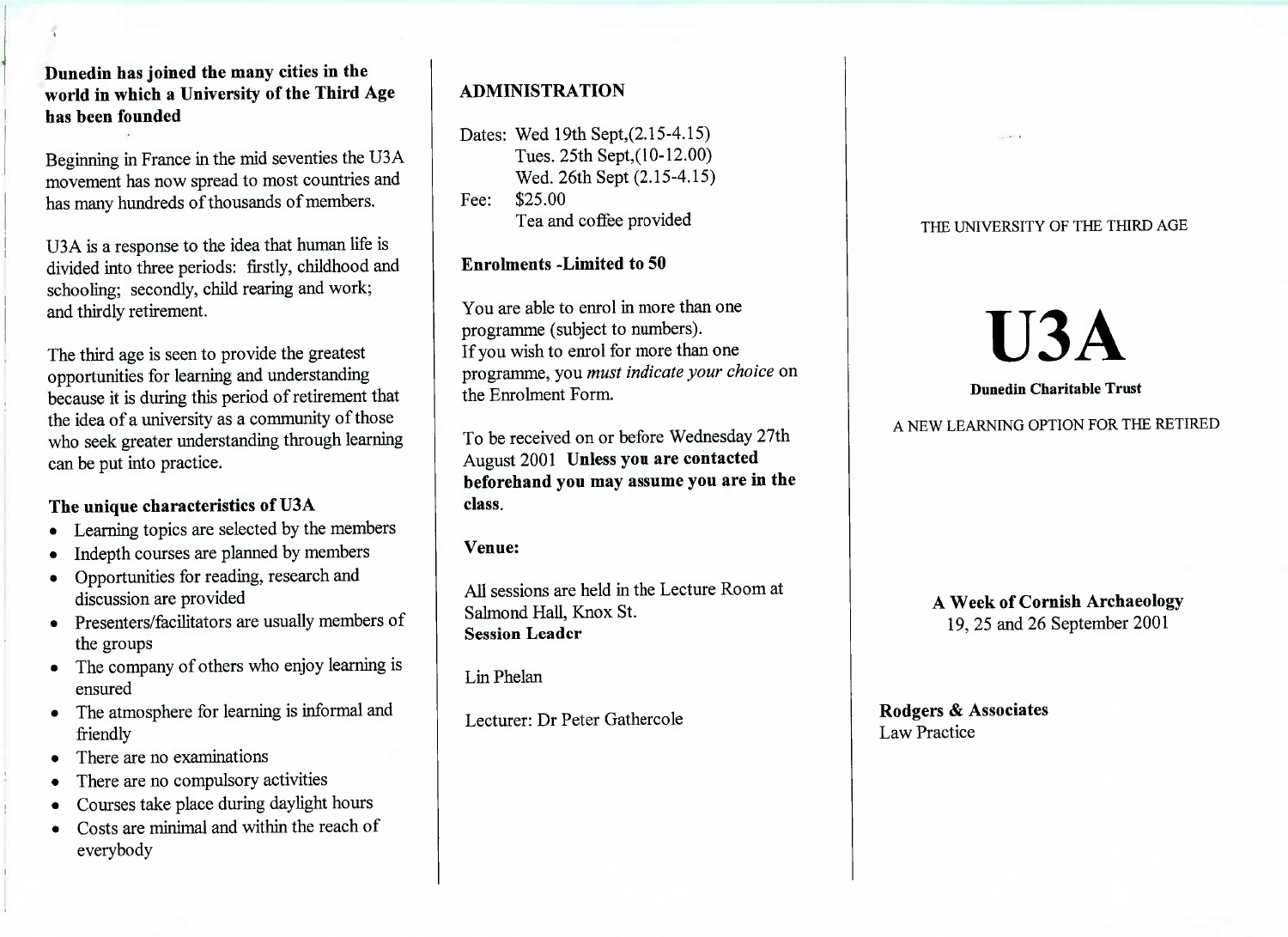**Dunedin has joined the many cities in the world in which a University of the Third Age has been founded**

Beginning in France in the mid seventies the U3A movement has now spread to most countries and has many hundreds of thousands of members.

U3A is a response to the idea that human life is divided into three periods: firstly, childhood and schooling; secondly, child rearing and work; and thirdly retirement.

The third age is seen to provide the greatest opportunities for learning and understanding because it is during this period of retirement that the idea of a university as a community of those who seek greater understanding through learning can be put into practice.

### The unique characteristics of U3A

- Learning topics are selected by the members
- Indepth courses are planned by members
- Opportunities for reading, research and discussion are provided
- Presenters/facilitators are usually members of the groups
- The company of others who enjoy learning is ensured
- The atmosphere for learning is informal and friendly
- There are no examinations
- There are no compulsory activities
- Courses take place during daylight hours
- Costs are minimal and within the reach of everybody

## ADMINISTRATION

Dates: Wed 19th Sept,(2.15-4.15)
Tues. 25th Sept,(10-12.00)
Wed. 26th Sept (2.15-4.15)
Fee: $25.00
Tea and coffee provided

**Enrolments -Limited to 50**

You are able to enrol in more than one programme (subject to numbers).
If you wish to enrol for more than one programme, you *must indicate your choice* on the Enrolment Form.

To be received on or before Wednesday 27th August 2001 **Unless you are contacted beforehand you may assume you are in the class.**

**Venue:**

All sessions are held in the Lecture Room at Salmond Hall, Knox St.
**Session Leader**

Lin Phelan

Lecturer: Dr Peter Gathercole

THE UNIVERSITY OF THE THIRD AGE

# U3A

**Dunedin Charitable Trust**

A NEW LEARNING OPTION FOR THE RETIRED

**A Week of Cornish Archaeology**
19, 25 and 26 September 2001

**Rodgers & Associates**
Law Practice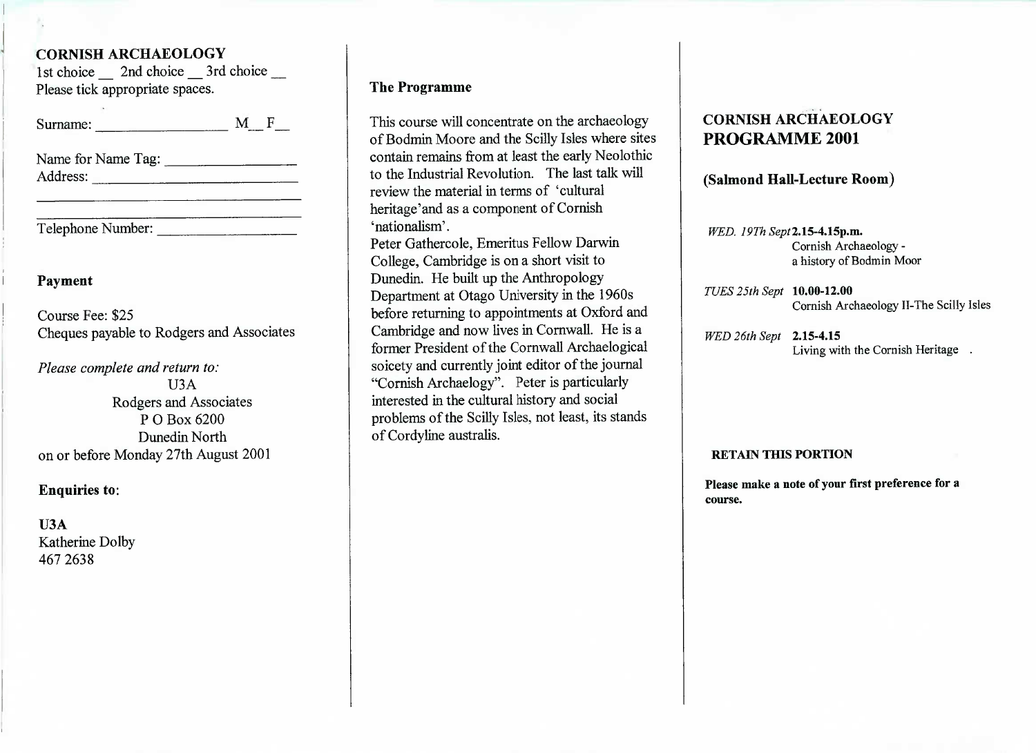## CORNISH ARCHAEOLOGY

1st choice __ 2nd choice __ 3rd choice __
Please tick appropriate spaces.

Surname: ________________ M__ F__

Name for Name Tag: ________________
Address: ________________________

________________________________

________________________________

Telephone Number: ________________

### Payment

Course Fee: $25
Cheques payable to Rodgers and Associates

*Please complete and return to:*

U3A
Rodgers and Associates
P O Box 6200
Dunedin North

on or before Monday 27th August 2001

### Enquiries to:

**U3A**
Katherine Dolby
467 2638

### The Programme

This course will concentrate on the archaeology of Bodmin Moore and the Scilly Isles where sites contain remains from at least the early Neolothic to the Industrial Revolution. The last talk will review the material in terms of 'cultural heritage'and as a component of Cornish 'nationalism'.

Peter Gathercole, Emeritus Fellow Darwin College, Cambridge is on a short visit to Dunedin. He built up the Anthropology Department at Otago University in the 1960s before returning to appointments at Oxford and Cambridge and now lives in Cornwall. He is a former President of the Cornwall Archaelogical soicety and currently joint editor of the journal "Cornish Archaeology". Peter is particularly interested in the cultural history and social problems of the Scilly Isles, not least, its stands of Cordyline australis.

## CORNISH ARCHAEOLOGY PROGRAMME 2001

### (Salmond Hall-Lecture Room)

*WED. 19Th Sept* **2.15-4.15p.m.**
Cornish Archaeology - a history of Bodmin Moor

*TUES 25th Sept* **10.00-12.00**
Cornish Archaeology II-The Scilly Isles

*WED 26th Sept* **2.15-4.15**
Living with the Cornish Heritage

**RETAIN THIS PORTION**

**Please make a note of your first preference for a course.**